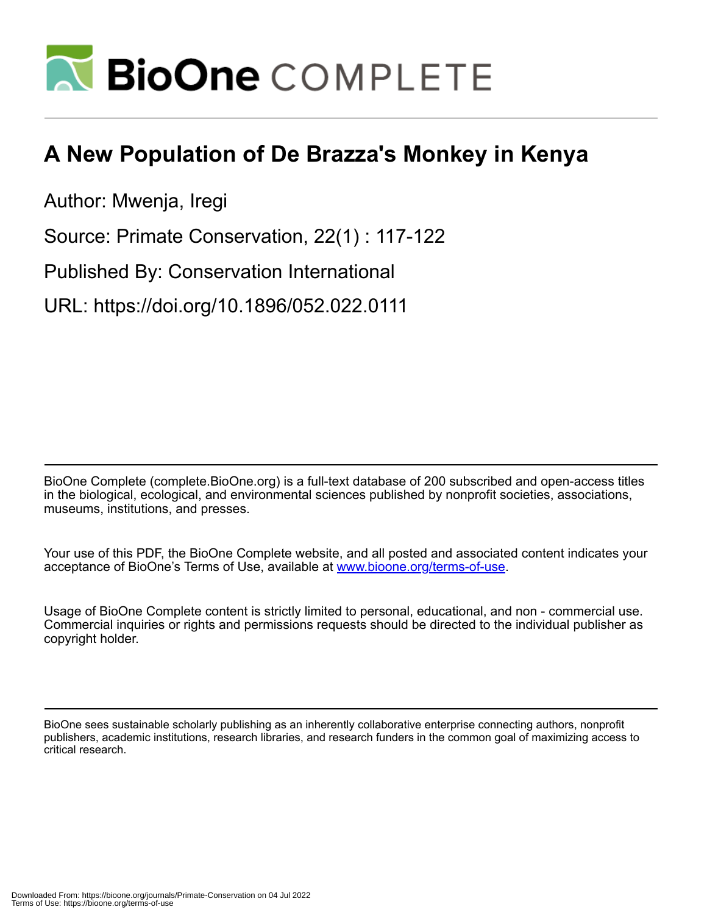# A New Population of De Brazza's Monkey in Kenya

Author: Mwenja, Iregi

Source: Primate Conservation, 22(1) : 117-122

Published By: Conservation International

URL: https://doi.org/10.1896/052.022.0111

BioOne Complete (complete.BioOne.org) is a full-text database of 200 subscribed and open-access titles in the biological, ecological, and environmental sciences published by nonprofit societies, associations, museums, institutions, and presses.

Your use of this PDF, the BioOne Complete website, and all posted and associated content indicates your acceptance of BioOne's Terms of Use, available at www.bioone.org/terms-of-use.

Usage of BioOne Complete content is strictly limited to personal, educational, and non - commercial use. Commercial inquiries or rights and permissions requests should be directed to the individual publisher as copyright holder.

BioOne sees sustainable scholarly publishing as an inherently collaborative enterprise connecting authors, nonprofit publishers, academic institutions, research libraries, and research funders in the common goal of maximizing access to critical research.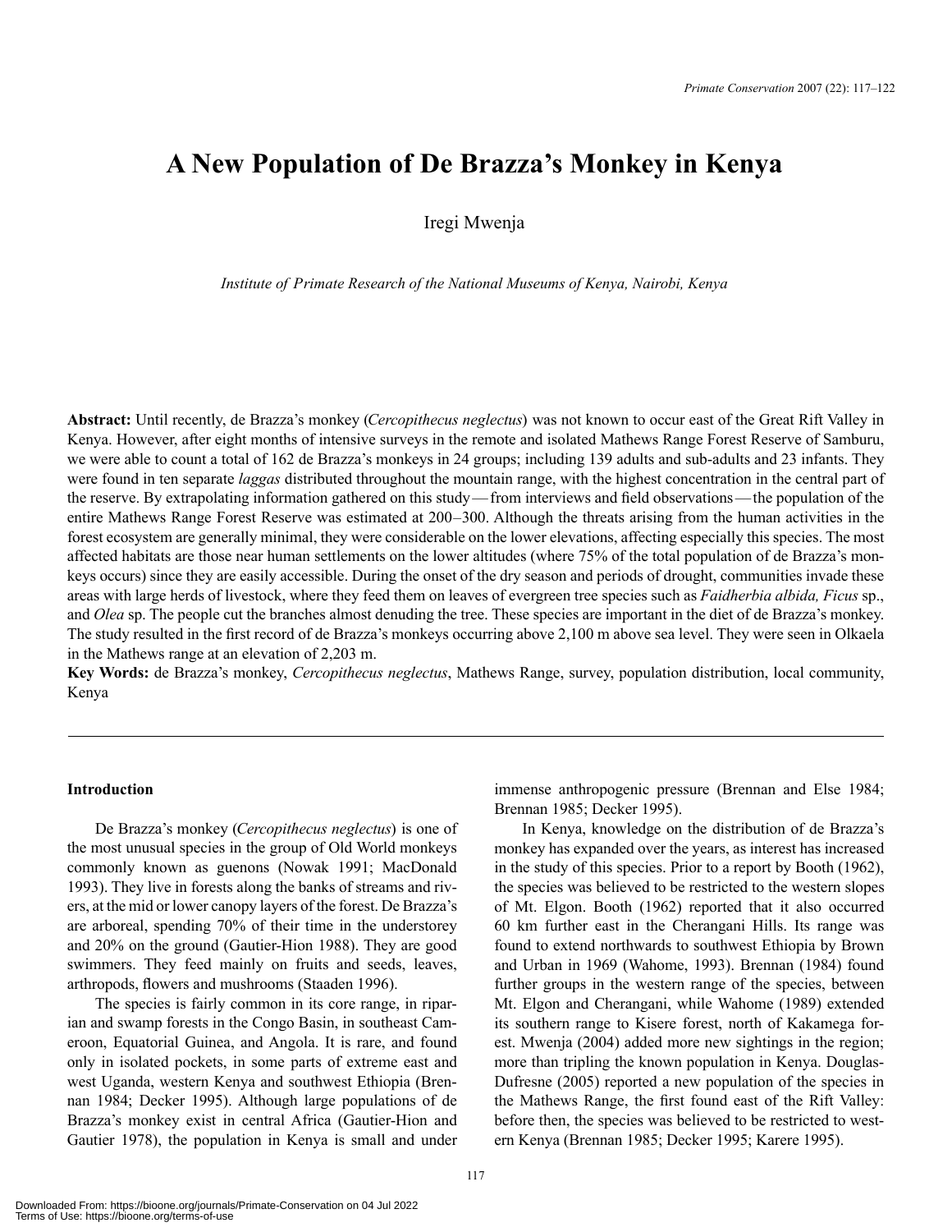# A New Population of De Brazza's Monkey in Kenya

Iregi Mwenja

*Institute of Primate Research of the National Museums of Kenya, Nairobi, Kenya*

**Abstract:** Until recently, de Brazza's monkey (*Cercopithecus neglectus*) was not known to occur east of the Great Rift Valley in Kenya. However, after eight months of intensive surveys in the remote and isolated Mathews Range Forest Reserve of Samburu, we were able to count a total of 162 de Brazza's monkeys in 24 groups; including 139 adults and sub-adults and 23 infants. They were found in ten separate *laggas* distributed throughout the mountain range, with the highest concentration in the central part of the reserve. By extrapolating information gathered on this study — from interviews and field observations — the population of the entire Mathews Range Forest Reserve was estimated at 200–300. Although the threats arising from the human activities in the forest ecosystem are generally minimal, they were considerable on the lower elevations, affecting especially this species. The most affected habitats are those near human settlements on the lower altitudes (where 75% of the total population of de Brazza's monkeys occurs) since they are easily accessible. During the onset of the dry season and periods of drought, communities invade these areas with large herds of livestock, where they feed them on leaves of evergreen tree species such as *Faidherbia albida, Ficus* sp., and *Olea* sp. The people cut the branches almost denuding the tree. These species are important in the diet of de Brazza's monkey. The study resulted in the first record of de Brazza's monkeys occurring above 2,100 m above sea level. They were seen in Olkaela in the Mathews range at an elevation of 2,203 m.

**Key Words:** de Brazza's monkey, *Cercopithecus neglectus*, Mathews Range, survey, population distribution, local community, Kenya

## Introduction

De Brazza's monkey (*Cercopithecus neglectus*) is one of the most unusual species in the group of Old World monkeys commonly known as guenons (Nowak 1991; MacDonald 1993). They live in forests along the banks of streams and rivers, at the mid or lower canopy layers of the forest. De Brazza's are arboreal, spending 70% of their time in the understorey and 20% on the ground (Gautier-Hion 1988). They are good swimmers. They feed mainly on fruits and seeds, leaves, arthropods, flowers and mushrooms (Staaden 1996).

The species is fairly common in its core range, in riparian and swamp forests in the Congo Basin, in southeast Cameroon, Equatorial Guinea, and Angola. It is rare, and found only in isolated pockets, in some parts of extreme east and west Uganda, western Kenya and southwest Ethiopia (Brennan 1984; Decker 1995). Although large populations of de Brazza's monkey exist in central Africa (Gautier-Hion and Gautier 1978), the population in Kenya is small and under immense anthropogenic pressure (Brennan and Else 1984; Brennan 1985; Decker 1995).

In Kenya, knowledge on the distribution of de Brazza's monkey has expanded over the years, as interest has increased in the study of this species. Prior to a report by Booth (1962), the species was believed to be restricted to the western slopes of Mt. Elgon. Booth (1962) reported that it also occurred 60 km further east in the Cherangani Hills. Its range was found to extend northwards to southwest Ethiopia by Brown and Urban in 1969 (Wahome, 1993). Brennan (1984) found further groups in the western range of the species, between Mt. Elgon and Cherangani, while Wahome (1989) extended its southern range to Kisere forest, north of Kakamega forest. Mwenja (2004) added more new sightings in the region; more than tripling the known population in Kenya. Douglas-Dufresne (2005) reported a new population of the species in the Mathews Range, the first found east of the Rift Valley: before then, the species was believed to be restricted to western Kenya (Brennan 1985; Decker 1995; Karere 1995).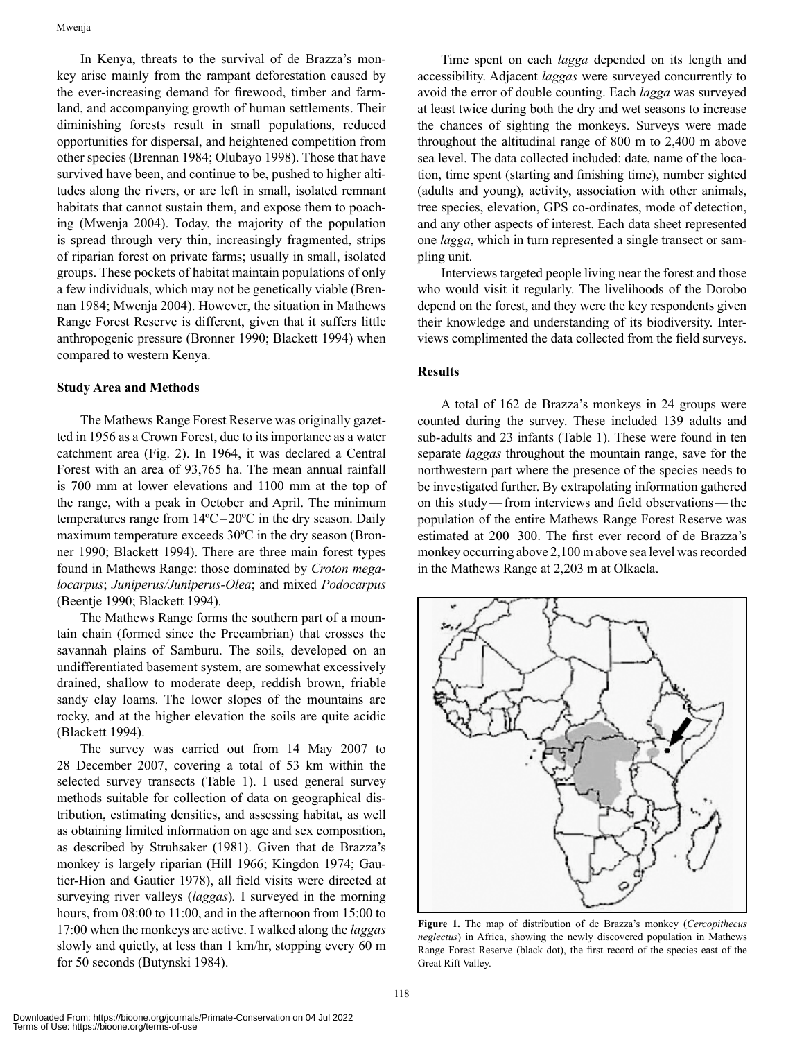In Kenya, threats to the survival of de Brazza's monkey arise mainly from the rampant deforestation caused by the ever-increasing demand for firewood, timber and farmland, and accompanying growth of human settlements. Their diminishing forests result in small populations, reduced opportunities for dispersal, and heightened competition from other species (Brennan 1984; Olubayo 1998). Those that have survived have been, and continue to be, pushed to higher altitudes along the rivers, or are left in small, isolated remnant habitats that cannot sustain them, and expose them to poaching (Mwenja 2004). Today, the majority of the population is spread through very thin, increasingly fragmented, strips of riparian forest on private farms; usually in small, isolated groups. These pockets of habitat maintain populations of only a few individuals, which may not be genetically viable (Brennan 1984; Mwenja 2004). However, the situation in Mathews Range Forest Reserve is different, given that it suffers little anthropogenic pressure (Bronner 1990; Blackett 1994) when compared to western Kenya.

## Study Area and Methods

The Mathews Range Forest Reserve was originally gazetted in 1956 as a Crown Forest, due to its importance as a water catchment area (Fig. 2). In 1964, it was declared a Central Forest with an area of 93,765 ha. The mean annual rainfall is 700 mm at lower elevations and 1100 mm at the top of the range, with a peak in October and April. The minimum temperatures range from 14ºC – 20ºC in the dry season. Daily maximum temperature exceeds 30ºC in the dry season (Bronner 1990; Blackett 1994). There are three main forest types found in Mathews Range: those dominated by *Croton megalocarpus*; *Juniperus/Juniperus-Olea*; and mixed *Podocarpus* (Beentje 1990; Blackett 1994).

The Mathews Range forms the southern part of a mountain chain (formed since the Precambrian) that crosses the savannah plains of Samburu. The soils, developed on an undifferentiated basement system, are somewhat excessively drained, shallow to moderate deep, reddish brown, friable sandy clay loams. The lower slopes of the mountains are rocky, and at the higher elevation the soils are quite acidic (Blackett 1994).

The survey was carried out from 14 May 2007 to 28 December 2007, covering a total of 53 km within the selected survey transects (Table 1). I used general survey methods suitable for collection of data on geographical distribution, estimating densities, and assessing habitat, as well as obtaining limited information on age and sex composition, as described by Struhsaker (1981). Given that de Brazza's monkey is largely riparian (Hill 1966; Kingdon 1974; Gautier-Hion and Gautier 1978), all field visits were directed at surveying river valleys (*laggas*). I surveyed in the morning hours, from 08:00 to 11:00, and in the afternoon from 15:00 to 17:00 when the monkeys are active. I walked along the *laggas* slowly and quietly, at less than 1 km/hr, stopping every 60 m for 50 seconds (Butynski 1984).

Time spent on each *lagga* depended on its length and accessibility. Adjacent *laggas* were surveyed concurrently to avoid the error of double counting. Each *lagga* was surveyed at least twice during both the dry and wet seasons to increase the chances of sighting the monkeys. Surveys were made throughout the altitudinal range of 800 m to 2,400 m above sea level. The data collected included: date, name of the location, time spent (starting and finishing time), number sighted (adults and young), activity, association with other animals, tree species, elevation, GPS co-ordinates, mode of detection, and any other aspects of interest. Each data sheet represented one *lagga*, which in turn represented a single transect or sampling unit.

Interviews targeted people living near the forest and those who would visit it regularly. The livelihoods of the Dorobo depend on the forest, and they were the key respondents given their knowledge and understanding of its biodiversity. Interviews complimented the data collected from the field surveys.

## Results

A total of 162 de Brazza's monkeys in 24 groups were counted during the survey. These included 139 adults and sub-adults and 23 infants (Table 1). These were found in ten separate *laggas* throughout the mountain range, save for the northwestern part where the presence of the species needs to be investigated further. By extrapolating information gathered on this study — from interviews and field observations — the population of the entire Mathews Range Forest Reserve was estimated at 200 – 300. The first ever record of de Brazza's monkey occurring above 2,100 m above sea level was recorded in the Mathews Range at 2,203 m at Olkaela.

**Figure 1.** The map of distribution of de Brazza's monkey (*Cercopithecus neglectus*) in Africa, showing the newly discovered population in Mathews Range Forest Reserve (black dot), the first record of the species east of the Great Rift Valley.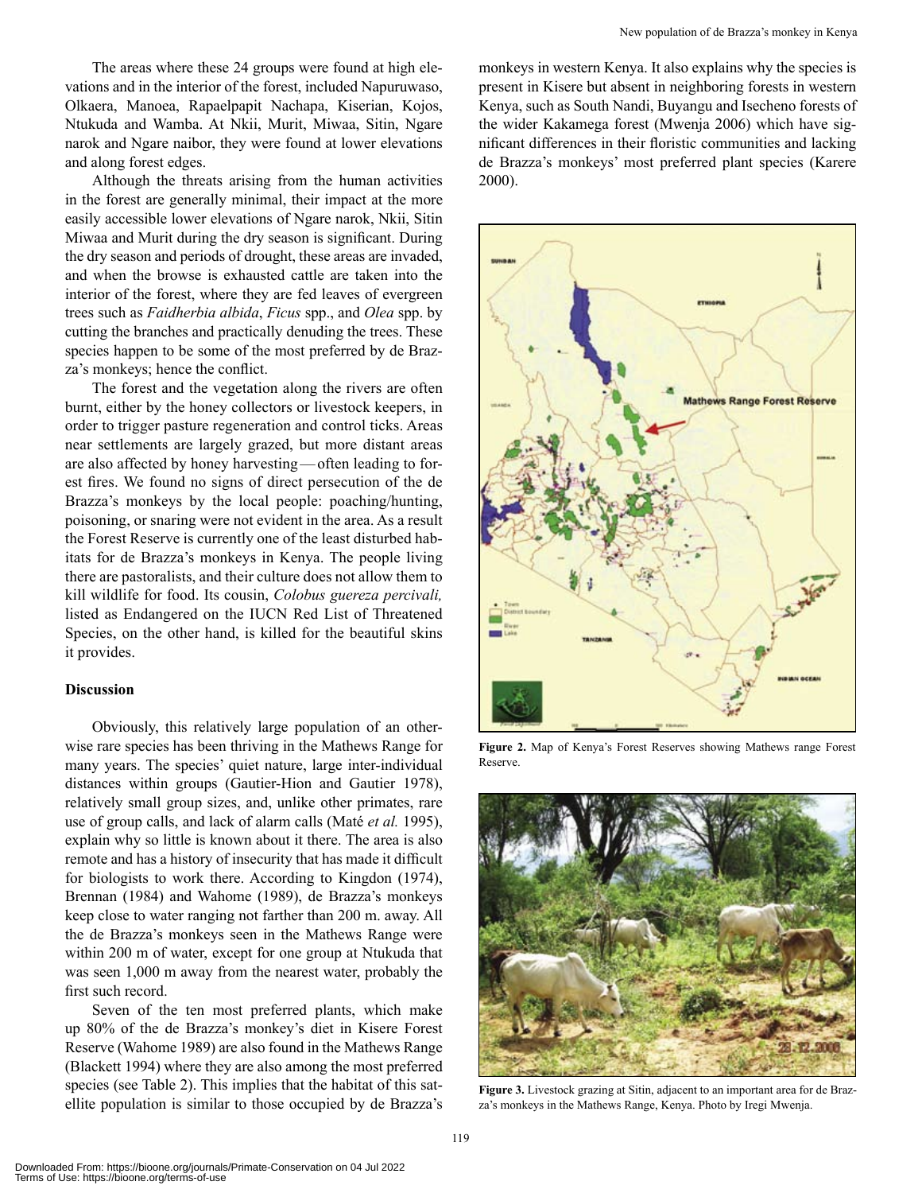The areas where these 24 groups were found at high elevations and in the interior of the forest, included Napuruwaso, Olkaera, Manoea, Rapaelpapit Nachapa, Kiserian, Kojos, Ntukuda and Wamba. At Nkii, Murit, Miwaa, Sitin, Ngare narok and Ngare naibor, they were found at lower elevations and along forest edges.

Although the threats arising from the human activities in the forest are generally minimal, their impact at the more easily accessible lower elevations of Ngare narok, Nkii, Sitin Miwaa and Murit during the dry season is significant. During the dry season and periods of drought, these areas are invaded, and when the browse is exhausted cattle are taken into the interior of the forest, where they are fed leaves of evergreen trees such as *Faidherbia albida*, *Ficus* spp., and *Olea* spp. by cutting the branches and practically denuding the trees. These species happen to be some of the most preferred by de Brazza's monkeys; hence the conflict.

The forest and the vegetation along the rivers are often burnt, either by the honey collectors or livestock keepers, in order to trigger pasture regeneration and control ticks. Areas near settlements are largely grazed, but more distant areas are also affected by honey harvesting — often leading to forest fires. We found no signs of direct persecution of the de Brazza's monkeys by the local people: poaching/hunting, poisoning, or snaring were not evident in the area. As a result the Forest Reserve is currently one of the least disturbed habitats for de Brazza's monkeys in Kenya. The people living there are pastoralists, and their culture does not allow them to kill wildlife for food. Its cousin, *Colobus guereza percivali,* listed as Endangered on the IUCN Red List of Threatened Species, on the other hand, is killed for the beautiful skins it provides.

## Discussion

Obviously, this relatively large population of an otherwise rare species has been thriving in the Mathews Range for many years. The species' quiet nature, large inter-individual distances within groups (Gautier-Hion and Gautier 1978), relatively small group sizes, and, unlike other primates, rare use of group calls, and lack of alarm calls (Maté *et al.* 1995), explain why so little is known about it there. The area is also remote and has a history of insecurity that has made it difficult for biologists to work there. According to Kingdon (1974), Brennan (1984) and Wahome (1989), de Brazza's monkeys keep close to water ranging not farther than 200 m. away. All the de Brazza's monkeys seen in the Mathews Range were within 200 m of water, except for one group at Ntukuda that was seen 1,000 m away from the nearest water, probably the first such record.

Seven of the ten most preferred plants, which make up 80% of the de Brazza's monkey's diet in Kisere Forest Reserve (Wahome 1989) are also found in the Mathews Range (Blackett 1994) where they are also among the most preferred species (see Table 2). This implies that the habitat of this satellite population is similar to those occupied by de Brazza's monkeys in western Kenya. It also explains why the species is present in Kisere but absent in neighboring forests in western Kenya, such as South Nandi, Buyangu and Isecheno forests of the wider Kakamega forest (Mwenja 2006) which have significant differences in their floristic communities and lacking de Brazza's monkeys' most preferred plant species (Karere 2000).

**Figure 2.** Map of Kenya's Forest Reserves showing Mathews range Forest Reserve.

**Figure 3.** Livestock grazing at Sitin, adjacent to an important area for de Brazza's monkeys in the Mathews Range, Kenya. Photo by Iregi Mwenja.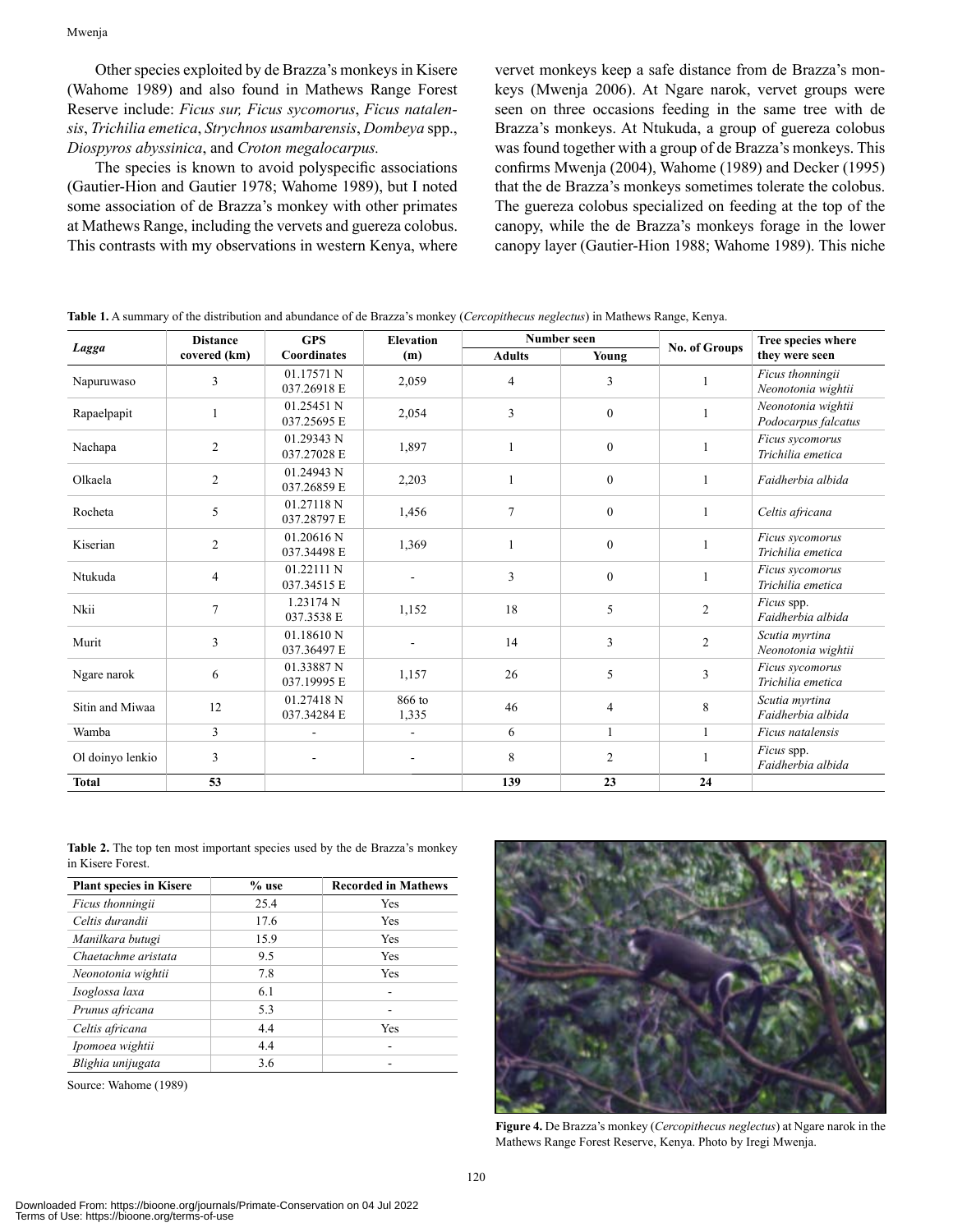Other species exploited by de Brazza's monkeys in Kisere (Wahome 1989) and also found in Mathews Range Forest Reserve include: *Ficus sur, Ficus sycomorus*, *Ficus natalensis*, *Trichilia emetica*, *Strychnos usambarensis*, *Dombeya* spp., *Diospyros abyssinica*, and *Croton megalocarpus.*

The species is known to avoid polyspecific associations (Gautier-Hion and Gautier 1978; Wahome 1989), but I noted some association of de Brazza's monkey with other primates at Mathews Range, including the vervets and guereza colobus. This contrasts with my observations in western Kenya, where vervet monkeys keep a safe distance from de Brazza's monkeys (Mwenja 2006). At Ngare narok, vervet groups were seen on three occasions feeding in the same tree with de Brazza's monkeys. At Ntukuda, a group of guereza colobus was found together with a group of de Brazza's monkeys. This confirms Mwenja (2004), Wahome (1989) and Decker (1995) that the de Brazza's monkeys sometimes tolerate the colobus. The guereza colobus specialized on feeding at the top of the canopy, while the de Brazza's monkeys forage in the lower canopy layer (Gautier-Hion 1988; Wahome 1989). This niche

**Table 1.** A summary of the distribution and abundance of de Brazza's monkey (*Cercopithecus neglectus*) in Mathews Range, Kenya.

| *Lagga* | Distance covered (km) | GPS Coordinates | Elevation (m) | Number seen | | No. of Groups | Tree species where they were seen |
|---|---|---|---|---|---|---|---|
| | | | | Adults | Young | | |
| Napuruwaso | 3 | 01.17571 N 037.26918 E | 2,059 | 4 | 3 | 1 | *Ficus thonningii* *Neonotonia wightii* |
| Rapaelpapit | 1 | 01.25451 N 037.25695 E | 2,054 | 3 | 0 | 1 | *Neonotonia wightii* *Podocarpus falcatus* |
| Nachapa | 2 | 01.29343 N 037.27028 E | 1,897 | 1 | 0 | 1 | *Ficus sycomorus* *Trichilia emetica* |
| Olkaela | 2 | 01.24943 N 037.26859 E | 2,203 | 1 | 0 | 1 | *Faidherbia albida* |
| Rocheta | 5 | 01.27118 N 037.28797 E | 1,456 | 7 | 0 | 1 | *Celtis africana* |
| Kiserian | 2 | 01.20616 N 037.34498 E | 1,369 | 1 | 0 | 1 | *Ficus sycomorus* *Trichilia emetica* |
| Ntukuda | 4 | 01.22111 N 037.34515 E | - | 3 | 0 | 1 | *Ficus sycomorus* *Trichilia emetica* |
| Nkii | 7 | 1.23174 N 037.3538 E | 1,152 | 18 | 5 | 2 | *Ficus* spp. *Faidherbia albida* |
| Murit | 3 | 01.18610 N 037.36497 E | - | 14 | 3 | 2 | *Scutia myrtina* *Neonotonia wightii* |
| Ngare narok | 6 | 01.33887 N 037.19995 E | 1,157 | 26 | 5 | 3 | *Ficus sycomorus* *Trichilia emetica* |
| Sitin and Miwaa | 12 | 01.27418 N 037.34284 E | 866 to 1,335 | 46 | 4 | 8 | *Scutia myrtina* *Faidherbia albida* |
| Wamba | 3 | - | - | 6 | 1 | 1 | *Ficus natalensis* |
| Ol doinyo lenkio | 3 | - | - | 8 | 2 | 1 | *Ficus* spp. *Faidherbia albida* |
| **Total** | **53** | | | **139** | **23** | **24** | |

**Table 2.** The top ten most important species used by the de Brazza's monkey in Kisere Forest.

| Plant species in Kisere | % use | Recorded in Mathews |
|---|---|---|
| *Ficus thonningii* | 25.4 | Yes |
| *Celtis durandii* | 17.6 | Yes |
| *Manilkara butugi* | 15.9 | Yes |
| *Chaetachme aristata* | 9.5 | Yes |
| *Neonotonia wightii* | 7.8 | Yes |
| *Isoglossa laxa* | 6.1 | - |
| *Prunus africana* | 5.3 | - |
| *Celtis africana* | 4.4 | Yes |
| *Ipomoea wightii* | 4.4 | - |
| *Blighia unijugata* | 3.6 | - |

Source: Wahome (1989)

**Figure 4.** De Brazza's monkey (*Cercopithecus neglectus*) at Ngare narok in the Mathews Range Forest Reserve, Kenya. Photo by Iregi Mwenja.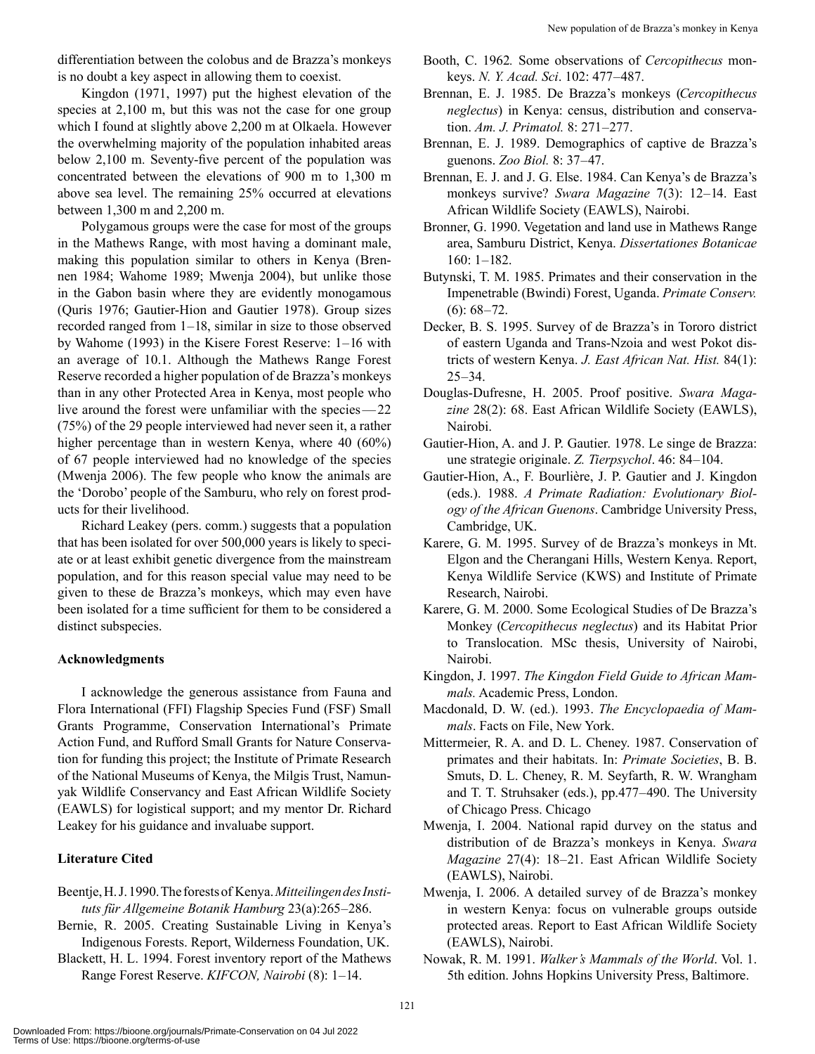differentiation between the colobus and de Brazza's monkeys is no doubt a key aspect in allowing them to coexist.

Kingdon (1971, 1997) put the highest elevation of the species at 2,100 m, but this was not the case for one group which I found at slightly above 2,200 m at Olkaela. However the overwhelming majority of the population inhabited areas below 2,100 m. Seventy-five percent of the population was concentrated between the elevations of 900 m to 1,300 m above sea level. The remaining 25% occurred at elevations between 1,300 m and 2,200 m.

Polygamous groups were the case for most of the groups in the Mathews Range, with most having a dominant male, making this population similar to others in Kenya (Brennen 1984; Wahome 1989; Mwenja 2004), but unlike those in the Gabon basin where they are evidently monogamous (Quris 1976; Gautier-Hion and Gautier 1978). Group sizes recorded ranged from 1–18, similar in size to those observed by Wahome (1993) in the Kisere Forest Reserve: 1–16 with an average of 10.1. Although the Mathews Range Forest Reserve recorded a higher population of de Brazza's monkeys than in any other Protected Area in Kenya, most people who live around the forest were unfamiliar with the species — 22 (75%) of the 29 people interviewed had never seen it, a rather higher percentage than in western Kenya, where 40 (60%) of 67 people interviewed had no knowledge of the species (Mwenja 2006). The few people who know the animals are the 'Dorobo' people of the Samburu, who rely on forest products for their livelihood.

Richard Leakey (pers. comm.) suggests that a population that has been isolated for over 500,000 years is likely to speciate or at least exhibit genetic divergence from the mainstream population, and for this reason special value may need to be given to these de Brazza's monkeys, which may even have been isolated for a time sufficient for them to be considered a distinct subspecies.

## Acknowledgments

I acknowledge the generous assistance from Fauna and Flora International (FFI) Flagship Species Fund (FSF) Small Grants Programme, Conservation International's Primate Action Fund, and Rufford Small Grants for Nature Conservation for funding this project; the Institute of Primate Research of the National Museums of Kenya, the Milgis Trust, Namunyak Wildlife Conservancy and East African Wildlife Society (EAWLS) for logistical support; and my mentor Dr. Richard Leakey for his guidance and invaluabe support.

## Literature Cited

Beentje, H. J. 1990. The forests of Kenya. *Mitteilingen des Instituts für Allgemeine Botanik Hamburg* 23(a):265–286.

Bernie, R. 2005. Creating Sustainable Living in Kenya's Indigenous Forests. Report, Wilderness Foundation, UK.

Blackett, H. L. 1994. Forest inventory report of the Mathews Range Forest Reserve. *KIFCON, Nairobi* (8): 1–14.

Booth, C. 1962. Some observations of *Cercopithecus* monkeys. *N. Y. Acad. Sci*. 102: 477–487.

Brennan, E. J. 1985. De Brazza's monkeys (*Cercopithecus neglectus*) in Kenya: census, distribution and conservation. *Am. J. Primatol.* 8: 271–277.

Brennan, E. J. 1989. Demographics of captive de Brazza's guenons. *Zoo Biol.* 8: 37–47.

Brennan, E. J. and J. G. Else. 1984. Can Kenya's de Brazza's monkeys survive? *Swara Magazine* 7(3): 12–14. East African Wildlife Society (EAWLS), Nairobi.

Bronner, G. 1990. Vegetation and land use in Mathews Range area, Samburu District, Kenya. *Dissertationes Botanicae* 160: 1–182.

Butynski, T. M. 1985. Primates and their conservation in the Impenetrable (Bwindi) Forest, Uganda. *Primate Conserv.* (6): 68–72.

Decker, B. S. 1995. Survey of de Brazza's in Tororo district of eastern Uganda and Trans-Nzoia and west Pokot districts of western Kenya. *J. East African Nat. Hist.* 84(1): 25–34.

Douglas-Dufresne, H. 2005. Proof positive. *Swara Magazine* 28(2): 68. East African Wildlife Society (EAWLS), Nairobi.

Gautier-Hion, A. and J. P. Gautier. 1978. Le singe de Brazza: une strategie originale. *Z. Tierpsychol*. 46: 84–104.

Gautier-Hion, A., F. Bourlière, J. P. Gautier and J. Kingdon (eds.). 1988. *A Primate Radiation: Evolutionary Biology of the African Guenons*. Cambridge University Press, Cambridge, UK.

Karere, G. M. 1995. Survey of de Brazza's monkeys in Mt. Elgon and the Cherangani Hills, Western Kenya. Report, Kenya Wildlife Service (KWS) and Institute of Primate Research, Nairobi.

Karere, G. M. 2000. Some Ecological Studies of De Brazza's Monkey (*Cercopithecus neglectus*) and its Habitat Prior to Translocation. MSc thesis, University of Nairobi, Nairobi.

Kingdon, J. 1997. *The Kingdon Field Guide to African Mammals.* Academic Press, London.

Macdonald, D. W. (ed.). 1993. *The Encyclopaedia of Mammals*. Facts on File, New York.

Mittermeier, R. A. and D. L. Cheney. 1987. Conservation of primates and their habitats. In: *Primate Societies*, B. B. Smuts, D. L. Cheney, R. M. Seyfarth, R. W. Wrangham and T. T. Struhsaker (eds.), pp.477–490. The University of Chicago Press. Chicago

Mwenja, I. 2004. National rapid durvey on the status and distribution of de Brazza's monkeys in Kenya. *Swara Magazine* 27(4): 18–21. East African Wildlife Society (EAWLS), Nairobi.

Mwenja, I. 2006. A detailed survey of de Brazza's monkey in western Kenya: focus on vulnerable groups outside protected areas. Report to East African Wildlife Society (EAWLS), Nairobi.

Nowak, R. M. 1991. *Walker's Mammals of the World*. Vol. 1. 5th edition. Johns Hopkins University Press, Baltimore.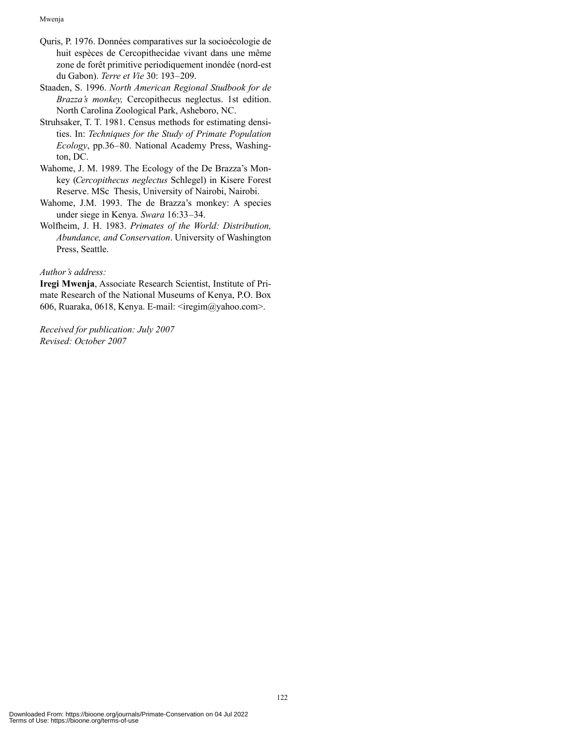Quris, P. 1976. Données comparatives sur la socioécologie de huit espèces de Cercopithecidae vivant dans une même zone de forêt primitive periodiquement inondée (nord-est du Gabon). *Terre et Vie* 30: 193–209.

Staaden, S. 1996. *North American Regional Studbook for de Brazza's monkey,* Cercopithecus neglectus. 1st edition. North Carolina Zoological Park, Asheboro, NC.

Struhsaker, T. T. 1981. Census methods for estimating densities. In: *Techniques for the Study of Primate Population Ecology*, pp.36–80. National Academy Press, Washington, DC.

Wahome, J. M. 1989. The Ecology of the De Brazza's Monkey (*Cercopithecus neglectus* Schlegel) in Kisere Forest Reserve. MSc Thesis, University of Nairobi, Nairobi.

Wahome, J.M. 1993. The de Brazza's monkey: A species under siege in Kenya. *Swara* 16:33–34.

Wolfheim, J. H. 1983. *Primates of the World: Distribution, Abundance, and Conservation*. University of Washington Press, Seattle.

*Author's address:*

**Iregi Mwenja**, Associate Research Scientist, Institute of Primate Research of the National Museums of Kenya, P.O. Box 606, Ruaraka, 0618, Kenya. E-mail: <iregim@yahoo.com>.

*Received for publication: July 2007*
*Revised: October 2007*